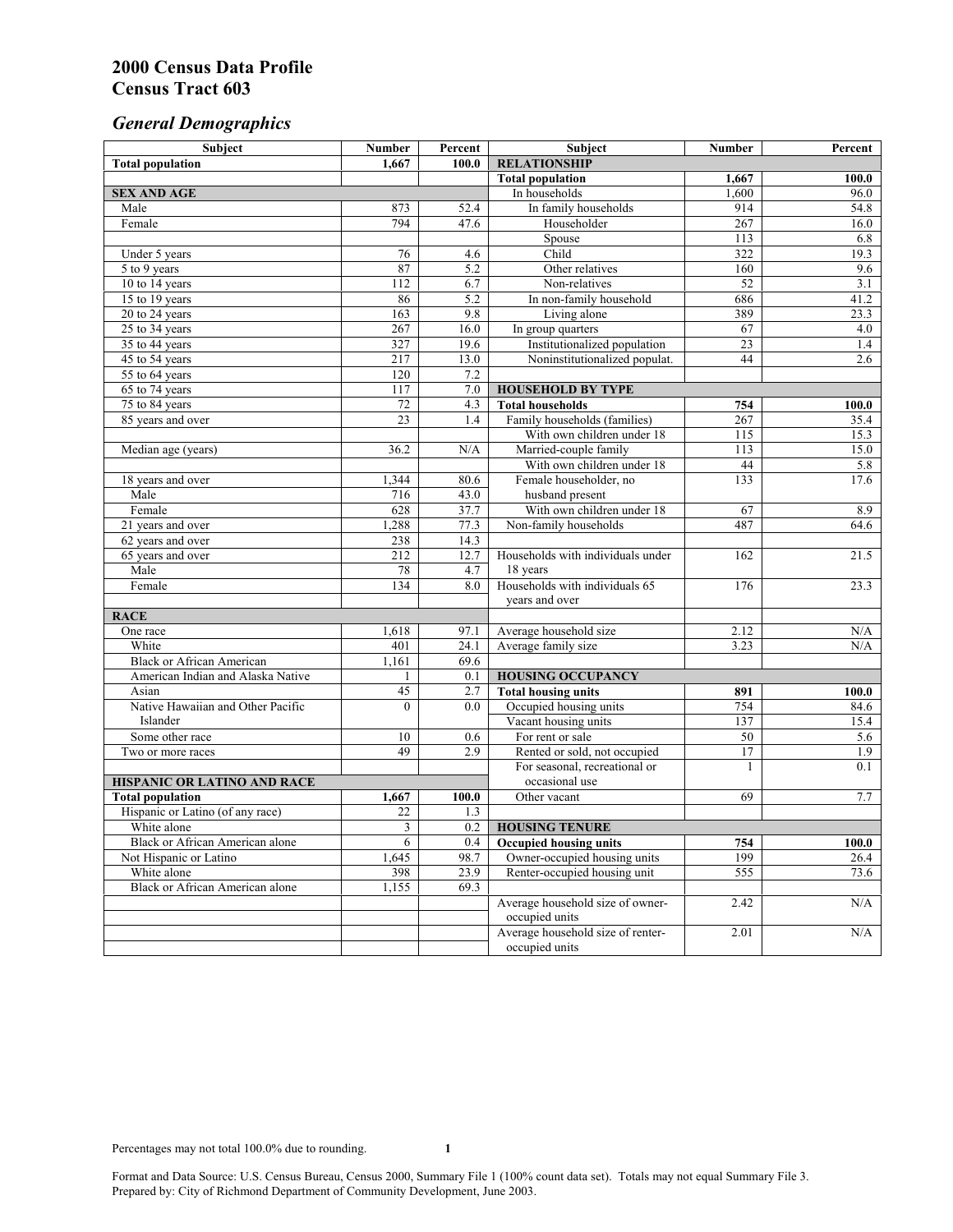# 2000 Census Data Profile
# Census Tract 603

## *General Demographics*

| Subject | Number | Percent | Subject | Number | Percent |
|---|---|---|---|---|---|
| **Total population** | **1,667** | **100.0** | **RELATIONSHIP** | | |
| | | | **Total population** | **1,667** | **100.0** |
| **SEX AND AGE** | | | In households | 1,600 | 96.0 |
| Male | 873 | 52.4 | In family households | 914 | 54.8 |
| Female | 794 | 47.6 | Householder | 267 | 16.0 |
| | | | Spouse | 113 | 6.8 |
| Under 5 years | 76 | 4.6 | Child | 322 | 19.3 |
| 5 to 9 years | 87 | 5.2 | Other relatives | 160 | 9.6 |
| 10 to 14 years | 112 | 6.7 | Non-relatives | 52 | 3.1 |
| 15 to 19 years | 86 | 5.2 | In non-family household | 686 | 41.2 |
| 20 to 24 years | 163 | 9.8 | Living alone | 389 | 23.3 |
| 25 to 34 years | 267 | 16.0 | In group quarters | 67 | 4.0 |
| 35 to 44 years | 327 | 19.6 | Institutionalized population | 23 | 1.4 |
| 45 to 54 years | 217 | 13.0 | Noninstitutionalized populat. | 44 | 2.6 |
| 55 to 64 years | 120 | 7.2 | | | |
| 65 to 74 years | 117 | 7.0 | **HOUSEHOLD BY TYPE** | | |
| 75 to 84 years | 72 | 4.3 | **Total households** | **754** | **100.0** |
| 85 years and over | 23 | 1.4 | Family households (families) | 267 | 35.4 |
| | | | With own children under 18 | 115 | 15.3 |
| Median age (years) | 36.2 | N/A | Married-couple family | 113 | 15.0 |
| | | | With own children under 18 | 44 | 5.8 |
| 18 years and over | 1,344 | 80.6 | Female householder, no husband present | 133 | 17.6 |
| Male | 716 | 43.0 | | | |
| Female | 628 | 37.7 | With own children under 18 | 67 | 8.9 |
| 21 years and over | 1,288 | 77.3 | Non-family households | 487 | 64.6 |
| 62 years and over | 238 | 14.3 | | | |
| 65 years and over | 212 | 12.7 | Households with individuals under 18 years | 162 | 21.5 |
| Male | 78 | 4.7 | | | |
| Female | 134 | 8.0 | Households with individuals 65 years and over | 176 | 23.3 |
| **RACE** | | | | | |
| One race | 1,618 | 97.1 | Average household size | 2.12 | N/A |
| White | 401 | 24.1 | Average family size | 3.23 | N/A |
| Black or African American | 1,161 | 69.6 | | | |
| American Indian and Alaska Native | 1 | 0.1 | **HOUSING OCCUPANCY** | | |
| Asian | 45 | 2.7 | **Total housing units** | **891** | **100.0** |
| Native Hawaiian and Other Pacific Islander | 0 | 0.0 | Occupied housing units | 754 | 84.6 |
| | | | Vacant housing units | 137 | 15.4 |
| Some other race | 10 | 0.6 | For rent or sale | 50 | 5.6 |
| Two or more races | 49 | 2.9 | Rented or sold, not occupied | 17 | 1.9 |
| | | | For seasonal, recreational or occasional use | 1 | 0.1 |
| **HISPANIC OR LATINO AND RACE** | | | | | |
| **Total population** | **1,667** | **100.0** | Other vacant | 69 | 7.7 |
| Hispanic or Latino (of any race) | 22 | 1.3 | | | |
| White alone | 3 | 0.2 | **HOUSING TENURE** | | |
| Black or African American alone | 6 | 0.4 | **Occupied housing units** | **754** | **100.0** |
| Not Hispanic or Latino | 1,645 | 98.7 | Owner-occupied housing units | 199 | 26.4 |
| White alone | 398 | 23.9 | Renter-occupied housing unit | 555 | 73.6 |
| Black or African American alone | 1,155 | 69.3 | | | |
| | | | Average household size of owner-occupied units | 2.42 | N/A |
| | | | Average household size of renter-occupied units | 2.01 | N/A |

Percentages may not total 100.0% due to rounding.

Format and Data Source: U.S. Census Bureau, Census 2000, Summary File 1 (100% count data set). Totals may not equal Summary File 3.
Prepared by: City of Richmond Department of Community Development, June 2003.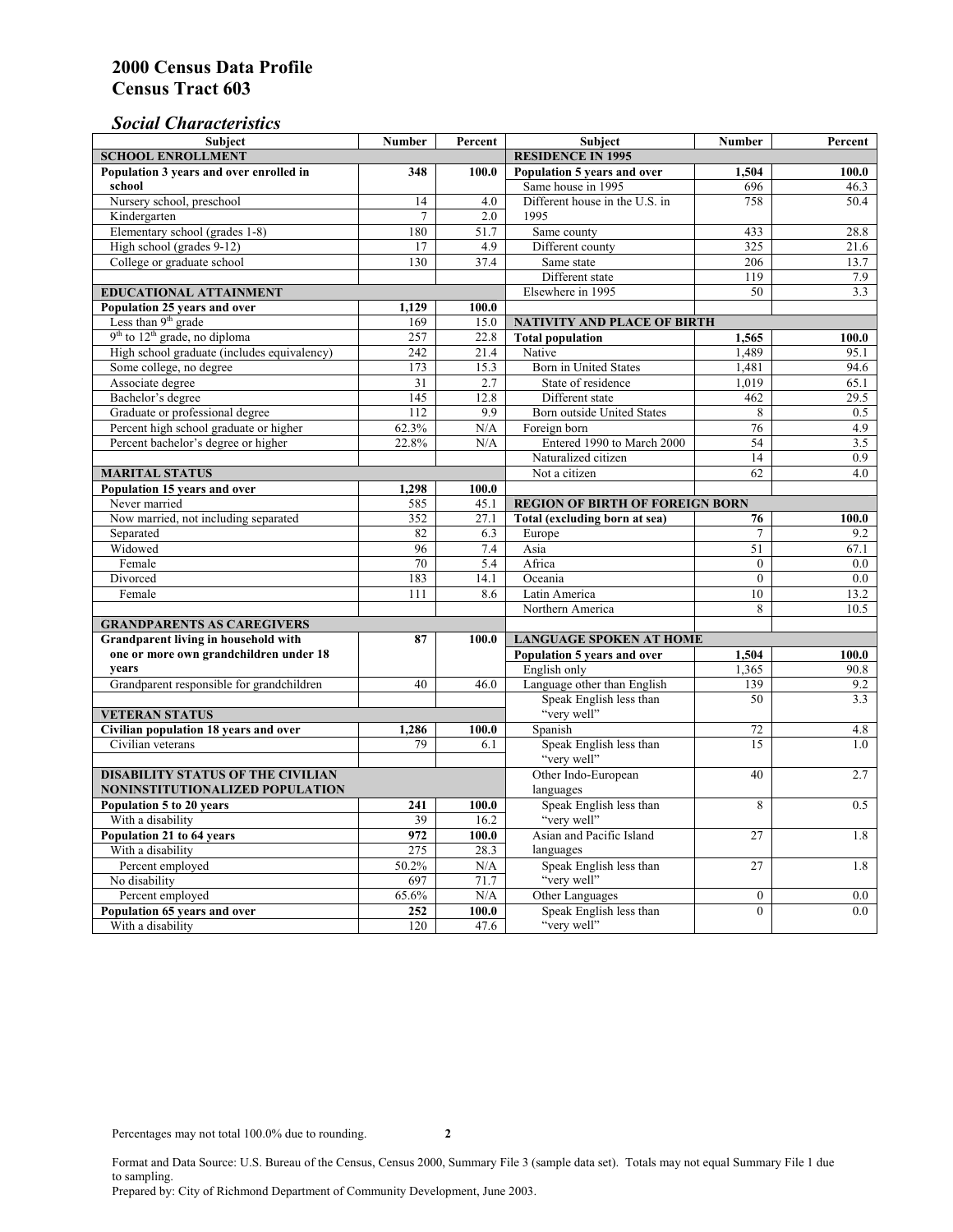# 2000 Census Data Profile
# Census Tract 603

## *Social Characteristics*

| Subject | Number | Percent |
|---|---|---|
| **SCHOOL ENROLLMENT** | | |
| **Population 3 years and over enrolled in school** | **348** | **100.0** |
| Nursery school, preschool | 14 | 4.0 |
| Kindergarten | 7 | 2.0 |
| Elementary school (grades 1-8) | 180 | 51.7 |
| High school (grades 9-12) | 17 | 4.9 |
| College or graduate school | 130 | 37.4 |
| **EDUCATIONAL ATTAINMENT** | | |
| **Population 25 years and over** | **1,129** | **100.0** |
| Less than 9th grade | 169 | 15.0 |
| 9th to 12th grade, no diploma | 257 | 22.8 |
| High school graduate (includes equivalency) | 242 | 21.4 |
| Some college, no degree | 173 | 15.3 |
| Associate degree | 31 | 2.7 |
| Bachelor's degree | 145 | 12.8 |
| Graduate or professional degree | 112 | 9.9 |
| Percent high school graduate or higher | 62.3% | N/A |
| Percent bachelor's degree or higher | 22.8% | N/A |
| **MARITAL STATUS** | | |
| **Population 15 years and over** | **1,298** | **100.0** |
| Never married | 585 | 45.1 |
| Now married, not including separated | 352 | 27.1 |
| Separated | 82 | 6.3 |
| Widowed | 96 | 7.4 |
| Female | 70 | 5.4 |
| Divorced | 183 | 14.1 |
| Female | 111 | 8.6 |
| **GRANDPARENTS AS CAREGIVERS** | | |
| **Grandparent living in household with one or more own grandchildren under 18 years** | **87** | **100.0** |
| Grandparent responsible for grandchildren | 40 | 46.0 |
| **VETERAN STATUS** | | |
| **Civilian population 18 years and over** | **1,286** | **100.0** |
| Civilian veterans | 79 | 6.1 |
| **DISABILITY STATUS OF THE CIVILIAN NONINSTITUTIONALIZED POPULATION** | | |
| **Population 5 to 20 years** | **241** | **100.0** |
| With a disability | 39 | 16.2 |
| **Population 21 to 64 years** | **972** | **100.0** |
| With a disability | 275 | 28.3 |
| Percent employed | 50.2% | N/A |
| No disability | 697 | 71.7 |
| Percent employed | 65.6% | N/A |
| **Population 65 years and over** | **252** | **100.0** |
| With a disability | 120 | 47.6 |

| Subject | Number | Percent |
|---|---|---|
| **RESIDENCE IN 1995** | | |
| **Population 5 years and over** | **1,504** | **100.0** |
| Same house in 1995 | 696 | 46.3 |
| Different house in the U.S. in 1995 | 758 | 50.4 |
| Same county | 433 | 28.8 |
| Different county | 325 | 21.6 |
| Same state | 206 | 13.7 |
| Different state | 119 | 7.9 |
| Elsewhere in 1995 | 50 | 3.3 |
| **NATIVITY AND PLACE OF BIRTH** | | |
| **Total population** | **1,565** | **100.0** |
| Native | 1,489 | 95.1 |
| Born in United States | 1,481 | 94.6 |
| State of residence | 1,019 | 65.1 |
| Different state | 462 | 29.5 |
| Born outside United States | 8 | 0.5 |
| Foreign born | 76 | 4.9 |
| Entered 1990 to March 2000 | 54 | 3.5 |
| Naturalized citizen | 14 | 0.9 |
| Not a citizen | 62 | 4.0 |
| **REGION OF BIRTH OF FOREIGN BORN** | | |
| **Total (excluding born at sea)** | **76** | **100.0** |
| Europe | 7 | 9.2 |
| Asia | 51 | 67.1 |
| Africa | 0 | 0.0 |
| Oceania | 0 | 0.0 |
| Latin America | 10 | 13.2 |
| Northern America | 8 | 10.5 |
| **LANGUAGE SPOKEN AT HOME** | | |
| **Population 5 years and over** | **1,504** | **100.0** |
| English only | 1,365 | 90.8 |
| Language other than English | 139 | 9.2 |
| Speak English less than "very well" | 50 | 3.3 |
| Spanish | 72 | 4.8 |
| Speak English less than "very well" | 15 | 1.0 |
| Other Indo-European languages | 40 | 2.7 |
| Speak English less than "very well" | 8 | 0.5 |
| Asian and Pacific Island languages | 27 | 1.8 |
| Speak English less than "very well" | 27 | 1.8 |
| Other Languages | 0 | 0.0 |
| Speak English less than "very well" | 0 | 0.0 |

Percentages may not total 100.0% due to rounding.

Format and Data Source: U.S. Bureau of the Census, Census 2000, Summary File 3 (sample data set). Totals may not equal Summary File 1 due to sampling.
Prepared by: City of Richmond Department of Community Development, June 2003.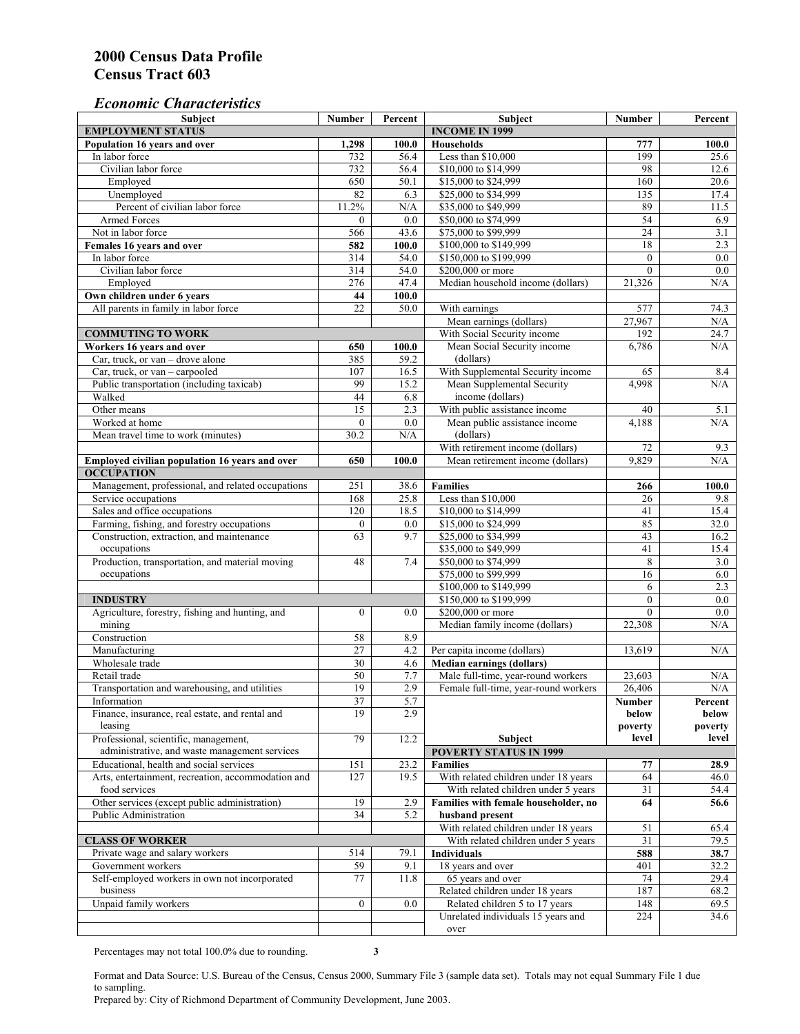# 2000 Census Data Profile
# Census Tract 603

## *Economic Characteristics*

| Subject | Number | Percent |
|---|---|---|
| **EMPLOYMENT STATUS** | | |
| **Population 16 years and over** | **1,298** | **100.0** |
| In labor force | 732 | 56.4 |
| Civilian labor force | 732 | 56.4 |
| Employed | 650 | 50.1 |
| Unemployed | 82 | 6.3 |
| Percent of civilian labor force | 11.2% | N/A |
| Armed Forces | 0 | 0.0 |
| Not in labor force | 566 | 43.6 |
| **Females 16 years and over** | **582** | **100.0** |
| In labor force | 314 | 54.0 |
| Civilian labor force | 314 | 54.0 |
| Employed | 276 | 47.4 |
| **Own children under 6 years** | **44** | **100.0** |
| All parents in family in labor force | 22 | 50.0 |
| **COMMUTING TO WORK** | | |
| **Workers 16 years and over** | **650** | **100.0** |
| Car, truck, or van – drove alone | 385 | 59.2 |
| Car, truck, or van – carpooled | 107 | 16.5 |
| Public transportation (including taxicab) | 99 | 15.2 |
| Walked | 44 | 6.8 |
| Other means | 15 | 2.3 |
| Worked at home | 0 | 0.0 |
| Mean travel time to work (minutes) | 30.2 | N/A |
| **Employed civilian population 16 years and over** | **650** | **100.0** |
| **OCCUPATION** | | |
| Management, professional, and related occupations | 251 | 38.6 |
| Service occupations | 168 | 25.8 |
| Sales and office occupations | 120 | 18.5 |
| Farming, fishing, and forestry occupations | 0 | 0.0 |
| Construction, extraction, and maintenance occupations | 63 | 9.7 |
| Production, transportation, and material moving occupations | 48 | 7.4 |
| **INDUSTRY** | | |
| Agriculture, forestry, fishing and hunting, and mining | 0 | 0.0 |
| Construction | 58 | 8.9 |
| Manufacturing | 27 | 4.2 |
| Wholesale trade | 30 | 4.6 |
| Retail trade | 50 | 7.7 |
| Transportation and warehousing, and utilities | 19 | 2.9 |
| Information | 37 | 5.7 |
| Finance, insurance, real estate, and rental and leasing | 19 | 2.9 |
| Professional, scientific, management, administrative, and waste management services | 79 | 12.2 |
| Educational, health and social services | 151 | 23.2 |
| Arts, entertainment, recreation, accommodation and food services | 127 | 19.5 |
| Other services (except public administration) | 19 | 2.9 |
| Public Administration | 34 | 5.2 |
| **CLASS OF WORKER** | | |
| Private wage and salary workers | 514 | 79.1 |
| Government workers | 59 | 9.1 |
| Self-employed workers in own not incorporated business | 77 | 11.8 |
| Unpaid family workers | 0 | 0.0 |

| Subject | Number | Percent |
|---|---|---|
| **INCOME IN 1999** | | |
| **Households** | **777** | **100.0** |
| Less than $10,000 | 199 | 25.6 |
| $10,000 to $14,999 | 98 | 12.6 |
| $15,000 to $24,999 | 160 | 20.6 |
| $25,000 to $34,999 | 135 | 17.4 |
| $35,000 to $49,999 | 89 | 11.5 |
| $50,000 to $74,999 | 54 | 6.9 |
| $75,000 to $99,999 | 24 | 3.1 |
| $100,000 to $149,999 | 18 | 2.3 |
| $150,000 to $199,999 | 0 | 0.0 |
| $200,000 or more | 0 | 0.0 |
| Median household income (dollars) | 21,326 | N/A |
| With earnings | 577 | 74.3 |
| Mean earnings (dollars) | 27,967 | N/A |
| With Social Security income | 192 | 24.7 |
| Mean Social Security income (dollars) | 6,786 | N/A |
| With Supplemental Security income | 65 | 8.4 |
| Mean Supplemental Security income (dollars) | 4,998 | N/A |
| With public assistance income | 40 | 5.1 |
| Mean public assistance income (dollars) | 4,188 | N/A |
| With retirement income (dollars) | 72 | 9.3 |
| Mean retirement income (dollars) | 9,829 | N/A |
| **Families** | **266** | **100.0** |
| Less than $10,000 | 26 | 9.8 |
| $10,000 to $14,999 | 41 | 15.4 |
| $15,000 to $24,999 | 85 | 32.0 |
| $25,000 to $34,999 | 43 | 16.2 |
| $35,000 to $49,999 | 41 | 15.4 |
| $50,000 to $74,999 | 8 | 3.0 |
| $75,000 to $99,999 | 16 | 6.0 |
| $100,000 to $149,999 | 6 | 2.3 |
| $150,000 to $199,999 | 0 | 0.0 |
| $200,000 or more | 0 | 0.0 |
| Median family income (dollars) | 22,308 | N/A |
| Per capita income (dollars) | 13,619 | N/A |
| **Median earnings (dollars)** | | |
| Male full-time, year-round workers | 23,603 | N/A |
| Female full-time, year-round workers | 26,406 | N/A |

| Subject | Number below poverty level | Percent below poverty level |
|---|---|---|
| **POVERTY STATUS IN 1999** | | |
| **Families** | **77** | **28.9** |
| With related children under 18 years | 64 | 46.0 |
| With related children under 5 years | 31 | 54.4 |
| **Families with female householder, no husband present** | **64** | **56.6** |
| With related children under 18 years | 51 | 65.4 |
| With related children under 5 years | 31 | 79.5 |
| **Individuals** | **588** | **38.7** |
| 18 years and over | 401 | 32.2 |
| 65 years and over | 74 | 29.4 |
| Related children under 18 years | 187 | 68.2 |
| Related children 5 to 17 years | 148 | 69.5 |
| Unrelated individuals 15 years and over | 224 | 34.6 |

Percentages may not total 100.0% due to rounding.

Format and Data Source: U.S. Bureau of the Census, Census 2000, Summary File 3 (sample data set). Totals may not equal Summary File 1 due to sampling.
Prepared by: City of Richmond Department of Community Development, June 2003.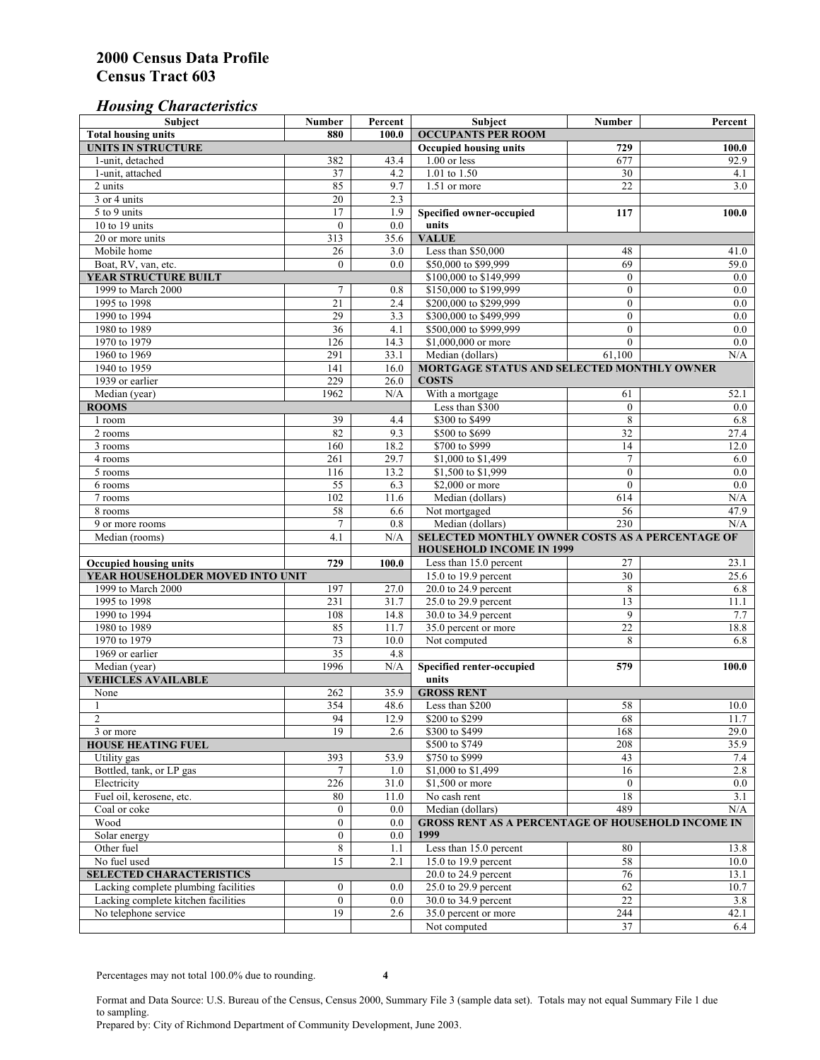# 2000 Census Data Profile
# Census Tract 603

## *Housing Characteristics*

| Subject | Number | Percent | Subject | Number | Percent |
|---|---|---|---|---|---|
| **Total housing units** | **880** | **100.0** | **OCCUPANTS PER ROOM** | | |
| **UNITS IN STRUCTURE** | | | **Occupied housing units** | **729** | **100.0** |
| 1-unit, detached | 382 | 43.4 | 1.00 or less | 677 | 92.9 |
| 1-unit, attached | 37 | 4.2 | 1.01 to 1.50 | 30 | 4.1 |
| 2 units | 85 | 9.7 | 1.51 or more | 22 | 3.0 |
| 3 or 4 units | 20 | 2.3 | | | |
| 5 to 9 units | 17 | 1.9 | **Specified owner-occupied units** | **117** | **100.0** |
| 10 to 19 units | 0 | 0.0 | | | |
| 20 or more units | 313 | 35.6 | **VALUE** | | |
| Mobile home | 26 | 3.0 | Less than $50,000 | 48 | 41.0 |
| Boat, RV, van, etc. | 0 | 0.0 | $50,000 to $99,999 | 69 | 59.0 |
| **YEAR STRUCTURE BUILT** | | | $100,000 to $149,999 | 0 | 0.0 |
| 1999 to March 2000 | 7 | 0.8 | $150,000 to $199,999 | 0 | 0.0 |
| 1995 to 1998 | 21 | 2.4 | $200,000 to $299,999 | 0 | 0.0 |
| 1990 to 1994 | 29 | 3.3 | $300,000 to $499,999 | 0 | 0.0 |
| 1980 to 1989 | 36 | 4.1 | $500,000 to $999,999 | 0 | 0.0 |
| 1970 to 1979 | 126 | 14.3 | $1,000,000 or more | 0 | 0.0 |
| 1960 to 1969 | 291 | 33.1 | Median (dollars) | 61,100 | N/A |
| 1940 to 1959 | 141 | 16.0 | **MORTGAGE STATUS AND SELECTED MONTHLY OWNER COSTS** | | |
| 1939 or earlier | 229 | 26.0 | | | |
| Median (year) | 1962 | N/A | With a mortgage | 61 | 52.1 |
| **ROOMS** | | | Less than $300 | 0 | 0.0 |
| 1 room | 39 | 4.4 | $300 to $499 | 8 | 6.8 |
| 2 rooms | 82 | 9.3 | $500 to $699 | 32 | 27.4 |
| 3 rooms | 160 | 18.2 | $700 to $999 | 14 | 12.0 |
| 4 rooms | 261 | 29.7 | $1,000 to $1,499 | 7 | 6.0 |
| 5 rooms | 116 | 13.2 | $1,500 to $1,999 | 0 | 0.0 |
| 6 rooms | 55 | 6.3 | $2,000 or more | 0 | 0.0 |
| 7 rooms | 102 | 11.6 | Median (dollars) | 614 | N/A |
| 8 rooms | 58 | 6.6 | Not mortgaged | 56 | 47.9 |
| 9 or more rooms | 7 | 0.8 | Median (dollars) | 230 | N/A |
| Median (rooms) | 4.1 | N/A | **SELECTED MONTHLY OWNER COSTS AS A PERCENTAGE OF HOUSEHOLD INCOME IN 1999** | | |
| **Occupied housing units** | **729** | **100.0** | Less than 15.0 percent | 27 | 23.1 |
| **YEAR HOUSEHOLDER MOVED INTO UNIT** | | | 15.0 to 19.9 percent | 30 | 25.6 |
| 1999 to March 2000 | 197 | 27.0 | 20.0 to 24.9 percent | 8 | 6.8 |
| 1995 to 1998 | 231 | 31.7 | 25.0 to 29.9 percent | 13 | 11.1 |
| 1990 to 1994 | 108 | 14.8 | 30.0 to 34.9 percent | 9 | 7.7 |
| 1980 to 1989 | 85 | 11.7 | 35.0 percent or more | 22 | 18.8 |
| 1970 to 1979 | 73 | 10.0 | Not computed | 8 | 6.8 |
| 1969 or earlier | 35 | 4.8 | | | |
| Median (year) | 1996 | N/A | **Specified renter-occupied units** | **579** | **100.0** |
| **VEHICLES AVAILABLE** | | | | | |
| None | 262 | 35.9 | **GROSS RENT** | | |
| 1 | 354 | 48.6 | Less than $200 | 58 | 10.0 |
| 2 | 94 | 12.9 | $200 to $299 | 68 | 11.7 |
| 3 or more | 19 | 2.6 | $300 to $499 | 168 | 29.0 |
| **HOUSE HEATING FUEL** | | | $500 to $749 | 208 | 35.9 |
| Utility gas | 393 | 53.9 | $750 to $999 | 43 | 7.4 |
| Bottled, tank, or LP gas | 7 | 1.0 | $1,000 to $1,499 | 16 | 2.8 |
| Electricity | 226 | 31.0 | $1,500 or more | 0 | 0.0 |
| Fuel oil, kerosene, etc. | 80 | 11.0 | No cash rent | 18 | 3.1 |
| Coal or coke | 0 | 0.0 | Median (dollars) | 489 | N/A |
| Wood | 0 | 0.0 | **GROSS RENT AS A PERCENTAGE OF HOUSEHOLD INCOME IN 1999** | | |
| Solar energy | 0 | 0.0 | | | |
| Other fuel | 8 | 1.1 | Less than 15.0 percent | 80 | 13.8 |
| No fuel used | 15 | 2.1 | 15.0 to 19.9 percent | 58 | 10.0 |
| **SELECTED CHARACTERISTICS** | | | 20.0 to 24.9 percent | 76 | 13.1 |
| Lacking complete plumbing facilities | 0 | 0.0 | 25.0 to 29.9 percent | 62 | 10.7 |
| Lacking complete kitchen facilities | 0 | 0.0 | 30.0 to 34.9 percent | 22 | 3.8 |
| No telephone service | 19 | 2.6 | 35.0 percent or more | 244 | 42.1 |
| | | | Not computed | 37 | 6.4 |

Percentages may not total 100.0% due to rounding.

Format and Data Source: U.S. Bureau of the Census, Census 2000, Summary File 3 (sample data set). Totals may not equal Summary File 1 due to sampling.
Prepared by: City of Richmond Department of Community Development, June 2003.